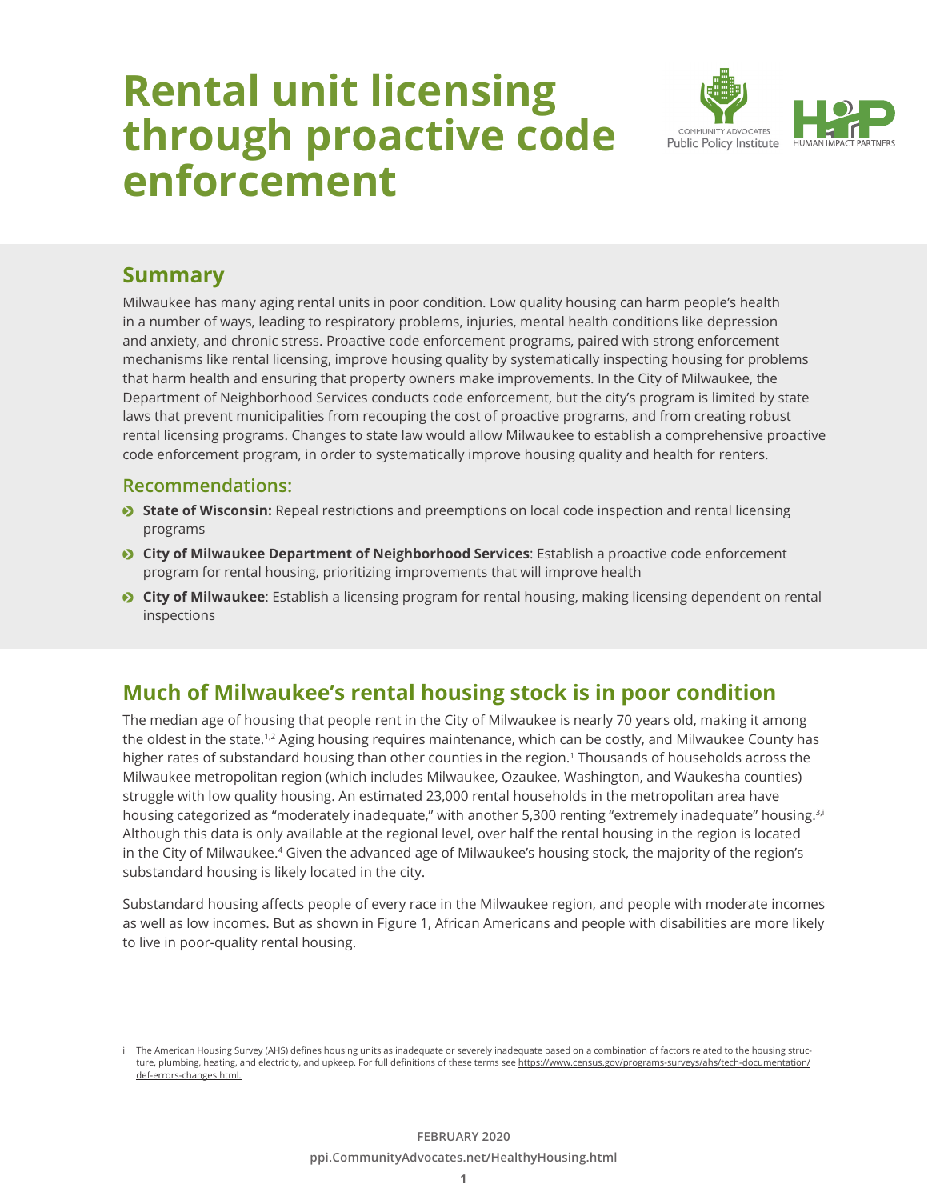# Rental unit licensing through proactive code enforcement

COMMUNITY ADVOCATES Public Policy Institute

HUMAN IMPACT PARTNERS

## Summary

Milwaukee has many aging rental units in poor condition. Low quality housing can harm people's health in a number of ways, leading to respiratory problems, injuries, mental health conditions like depression and anxiety, and chronic stress. Proactive code enforcement programs, paired with strong enforcement mechanisms like rental licensing, improve housing quality by systematically inspecting housing for problems that harm health and ensuring that property owners make improvements. In the City of Milwaukee, the Department of Neighborhood Services conducts code enforcement, but the city's program is limited by state laws that prevent municipalities from recouping the cost of proactive programs, and from creating robust rental licensing programs. Changes to state law would allow Milwaukee to establish a comprehensive proactive code enforcement program, in order to systematically improve housing quality and health for renters.

### Recommendations:

- **State of Wisconsin:** Repeal restrictions and preemptions on local code inspection and rental licensing programs
- **City of Milwaukee Department of Neighborhood Services**: Establish a proactive code enforcement program for rental housing, prioritizing improvements that will improve health
- **City of Milwaukee**: Establish a licensing program for rental housing, making licensing dependent on rental inspections

## Much of Milwaukee's rental housing stock is in poor condition

The median age of housing that people rent in the City of Milwaukee is nearly 70 years old, making it among the oldest in the state.[1,2] Aging housing requires maintenance, which can be costly, and Milwaukee County has higher rates of substandard housing than other counties in the region.[1] Thousands of households across the Milwaukee metropolitan region (which includes Milwaukee, Ozaukee, Washington, and Waukesha counties) struggle with low quality housing. An estimated 23,000 rental households in the metropolitan area have housing categorized as "moderately inadequate," with another 5,300 renting "extremely inadequate" housing.[3,i] Although this data is only available at the regional level, over half the rental housing in the region is located in the City of Milwaukee.[4] Given the advanced age of Milwaukee's housing stock, the majority of the region's substandard housing is likely located in the city.

Substandard housing affects people of every race in the Milwaukee region, and people with moderate incomes as well as low incomes. But as shown in Figure 1, African Americans and people with disabilities are more likely to live in poor-quality rental housing.

i The American Housing Survey (AHS) defines housing units as inadequate or severely inadequate based on a combination of factors related to the housing structure, plumbing, heating, and electricity, and upkeep. For full definitions of these terms see https://www.census.gov/programs-surveys/ahs/tech-documentation/def-errors-changes.html.

FEBRUARY 2020

ppi.CommunityAdvocates.net/HealthyHousing.html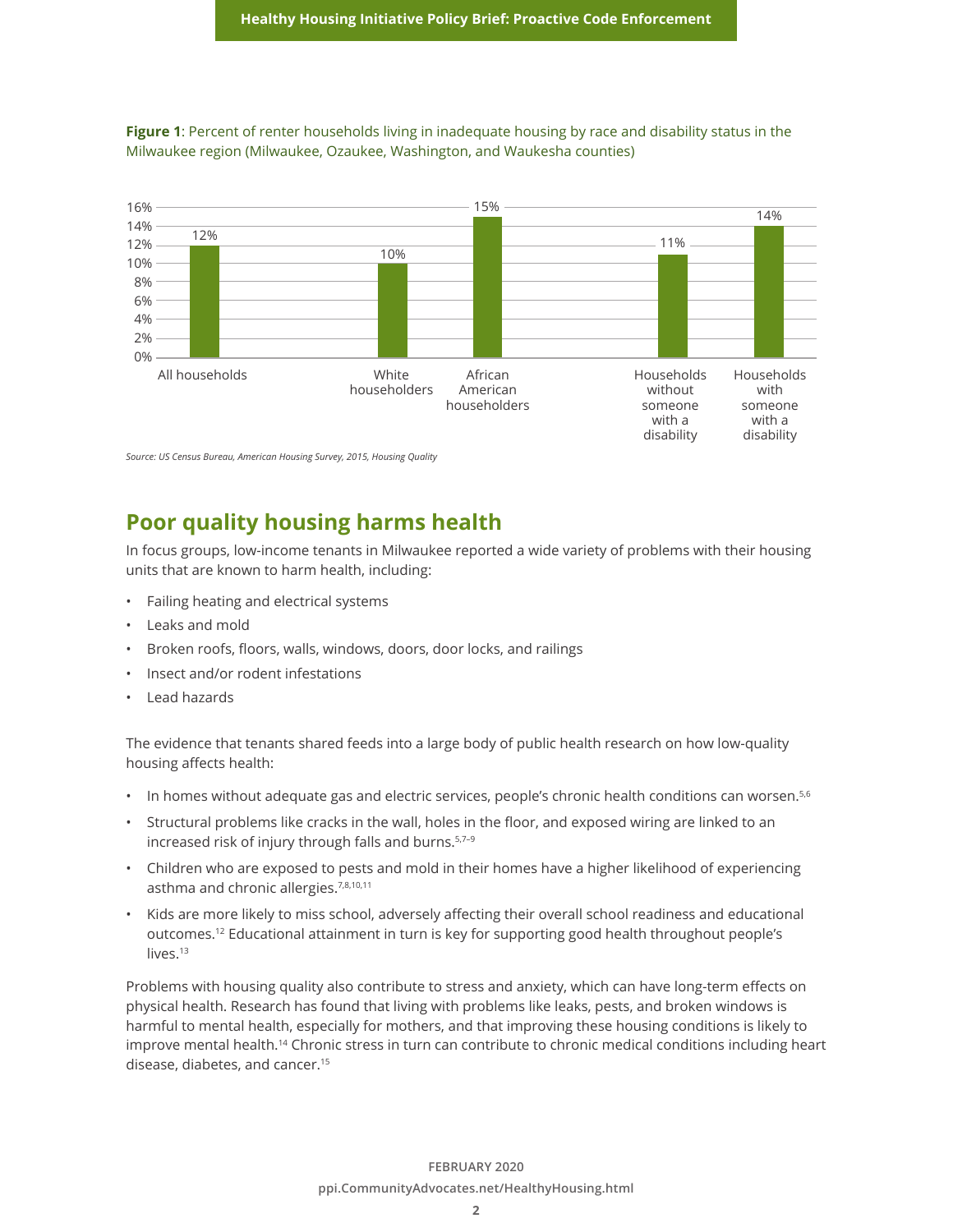**Figure 1**: Percent of renter households living in inadequate housing by race and disability status in the Milwaukee region (Milwaukee, Ozaukee, Washington, and Waukesha counties)

| Category | Percent |
| --- | --- |
| All households | 12% |
| White householders | 10% |
| African American householders | 15% |
| Households without someone with a disability | 11% |
| Households with someone with a disability | 14% |

*Source: US Census Bureau, American Housing Survey, 2015, Housing Quality*

## Poor quality housing harms health

In focus groups, low-income tenants in Milwaukee reported a wide variety of problems with their housing units that are known to harm health, including:

- Failing heating and electrical systems
- Leaks and mold
- Broken roofs, floors, walls, windows, doors, door locks, and railings
- Insect and/or rodent infestations
- Lead hazards

The evidence that tenants shared feeds into a large body of public health research on how low-quality housing affects health:

- In homes without adequate gas and electric services, people's chronic health conditions can worsen.[5,6]
- Structural problems like cracks in the wall, holes in the floor, and exposed wiring are linked to an increased risk of injury through falls and burns.[5,7–9]
- Children who are exposed to pests and mold in their homes have a higher likelihood of experiencing asthma and chronic allergies.[7,8,10,11]
- Kids are more likely to miss school, adversely affecting their overall school readiness and educational outcomes.[12] Educational attainment in turn is key for supporting good health throughout people's lives.[13]

Problems with housing quality also contribute to stress and anxiety, which can have long-term effects on physical health. Research has found that living with problems like leaks, pests, and broken windows is harmful to mental health, especially for mothers, and that improving these housing conditions is likely to improve mental health.[14] Chronic stress in turn can contribute to chronic medical conditions including heart disease, diabetes, and cancer.[15]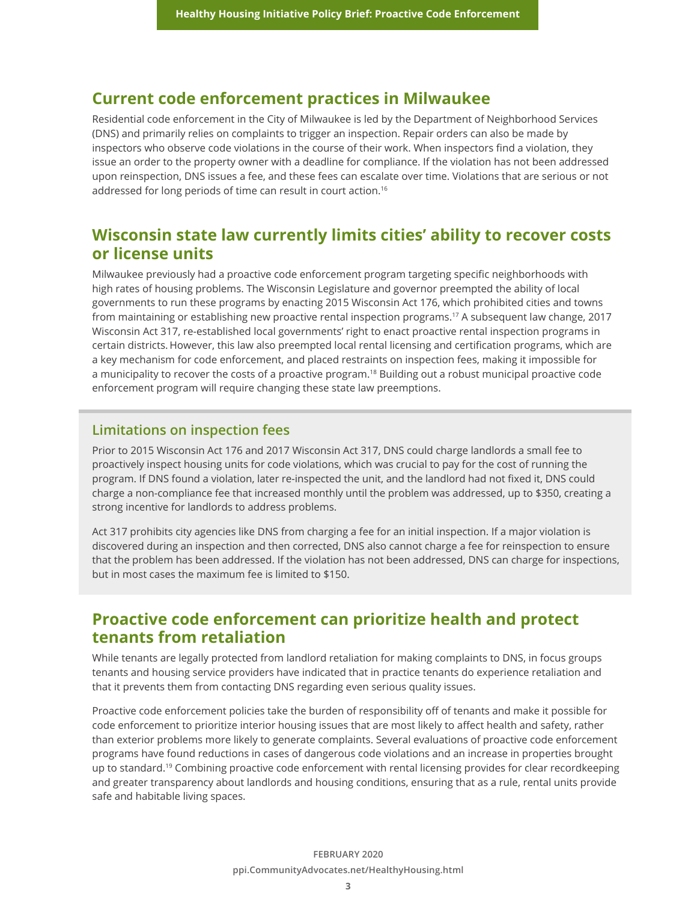## Current code enforcement practices in Milwaukee

Residential code enforcement in the City of Milwaukee is led by the Department of Neighborhood Services (DNS) and primarily relies on complaints to trigger an inspection. Repair orders can also be made by inspectors who observe code violations in the course of their work. When inspectors find a violation, they issue an order to the property owner with a deadline for compliance. If the violation has not been addressed upon reinspection, DNS issues a fee, and these fees can escalate over time. Violations that are serious or not addressed for long periods of time can result in court action.[16]

## Wisconsin state law currently limits cities' ability to recover costs or license units

Milwaukee previously had a proactive code enforcement program targeting specific neighborhoods with high rates of housing problems. The Wisconsin Legislature and governor preempted the ability of local governments to run these programs by enacting 2015 Wisconsin Act 176, which prohibited cities and towns from maintaining or establishing new proactive rental inspection programs.[17] A subsequent law change, 2017 Wisconsin Act 317, re-established local governments' right to enact proactive rental inspection programs in certain districts. However, this law also preempted local rental licensing and certification programs, which are a key mechanism for code enforcement, and placed restraints on inspection fees, making it impossible for a municipality to recover the costs of a proactive program.[18] Building out a robust municipal proactive code enforcement program will require changing these state law preemptions.

### Limitations on inspection fees

Prior to 2015 Wisconsin Act 176 and 2017 Wisconsin Act 317, DNS could charge landlords a small fee to proactively inspect housing units for code violations, which was crucial to pay for the cost of running the program. If DNS found a violation, later re-inspected the unit, and the landlord had not fixed it, DNS could charge a non-compliance fee that increased monthly until the problem was addressed, up to $350, creating a strong incentive for landlords to address problems.

Act 317 prohibits city agencies like DNS from charging a fee for an initial inspection. If a major violation is discovered during an inspection and then corrected, DNS also cannot charge a fee for reinspection to ensure that the problem has been addressed. If the violation has not been addressed, DNS can charge for inspections, but in most cases the maximum fee is limited to $150.

## Proactive code enforcement can prioritize health and protect tenants from retaliation

While tenants are legally protected from landlord retaliation for making complaints to DNS, in focus groups tenants and housing service providers have indicated that in practice tenants do experience retaliation and that it prevents them from contacting DNS regarding even serious quality issues.

Proactive code enforcement policies take the burden of responsibility off of tenants and make it possible for code enforcement to prioritize interior housing issues that are most likely to affect health and safety, rather than exterior problems more likely to generate complaints. Several evaluations of proactive code enforcement programs have found reductions in cases of dangerous code violations and an increase in properties brought up to standard.[19] Combining proactive code enforcement with rental licensing provides for clear recordkeeping and greater transparency about landlords and housing conditions, ensuring that as a rule, rental units provide safe and habitable living spaces.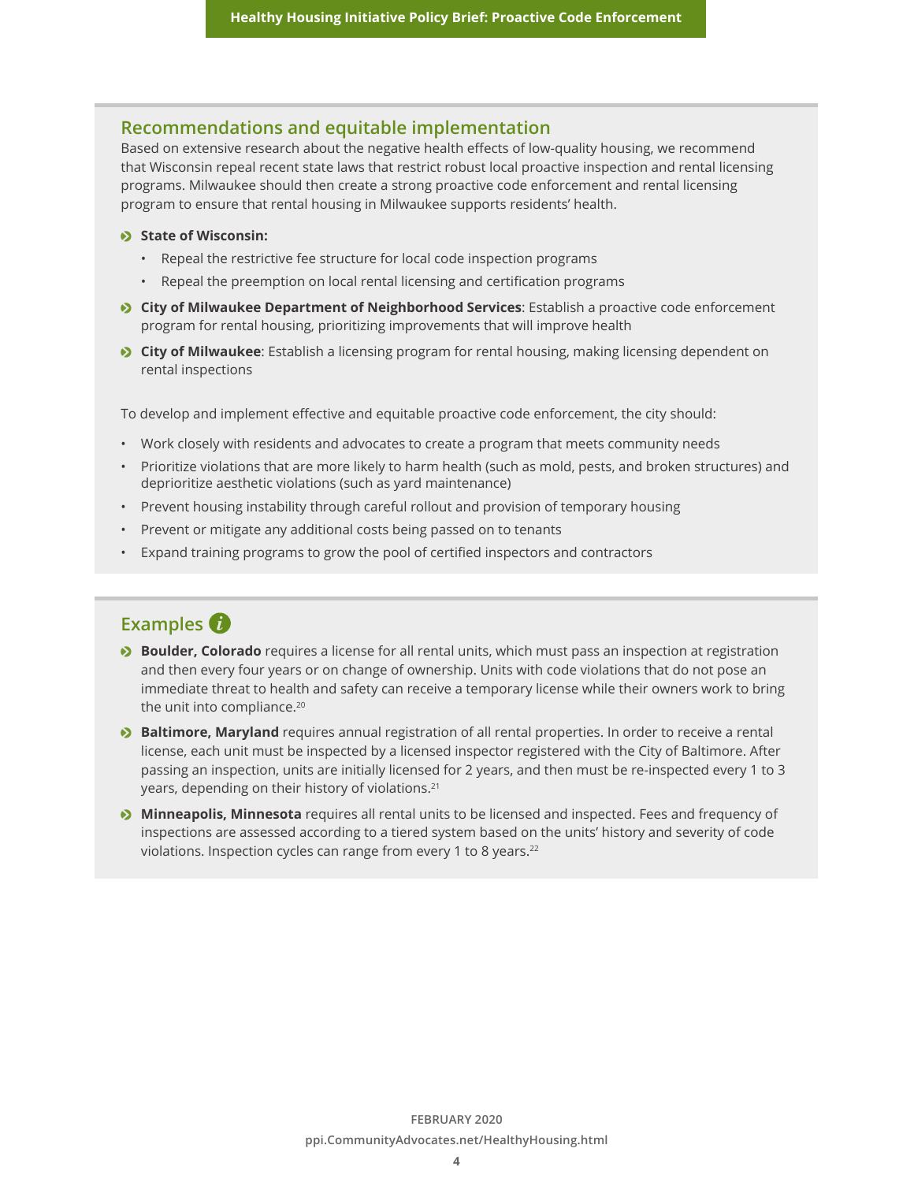## Recommendations and equitable implementation

Based on extensive research about the negative health effects of low-quality housing, we recommend that Wisconsin repeal recent state laws that restrict robust local proactive inspection and rental licensing programs. Milwaukee should then create a strong proactive code enforcement and rental licensing program to ensure that rental housing in Milwaukee supports residents' health.

- **State of Wisconsin:**
  - Repeal the restrictive fee structure for local code inspection programs
  - Repeal the preemption on local rental licensing and certification programs
- **City of Milwaukee Department of Neighborhood Services**: Establish a proactive code enforcement program for rental housing, prioritizing improvements that will improve health
- **City of Milwaukee**: Establish a licensing program for rental housing, making licensing dependent on rental inspections

To develop and implement effective and equitable proactive code enforcement, the city should:

- Work closely with residents and advocates to create a program that meets community needs
- Prioritize violations that are more likely to harm health (such as mold, pests, and broken structures) and deprioritize aesthetic violations (such as yard maintenance)
- Prevent housing instability through careful rollout and provision of temporary housing
- Prevent or mitigate any additional costs being passed on to tenants
- Expand training programs to grow the pool of certified inspectors and contractors

## Examples

- **Boulder, Colorado** requires a license for all rental units, which must pass an inspection at registration and then every four years or on change of ownership. Units with code violations that do not pose an immediate threat to health and safety can receive a temporary license while their owners work to bring the unit into compliance.[20]
- **Baltimore, Maryland** requires annual registration of all rental properties. In order to receive a rental license, each unit must be inspected by a licensed inspector registered with the City of Baltimore. After passing an inspection, units are initially licensed for 2 years, and then must be re-inspected every 1 to 3 years, depending on their history of violations.[21]
- **Minneapolis, Minnesota** requires all rental units to be licensed and inspected. Fees and frequency of inspections are assessed according to a tiered system based on the units' history and severity of code violations. Inspection cycles can range from every 1 to 8 years.[22]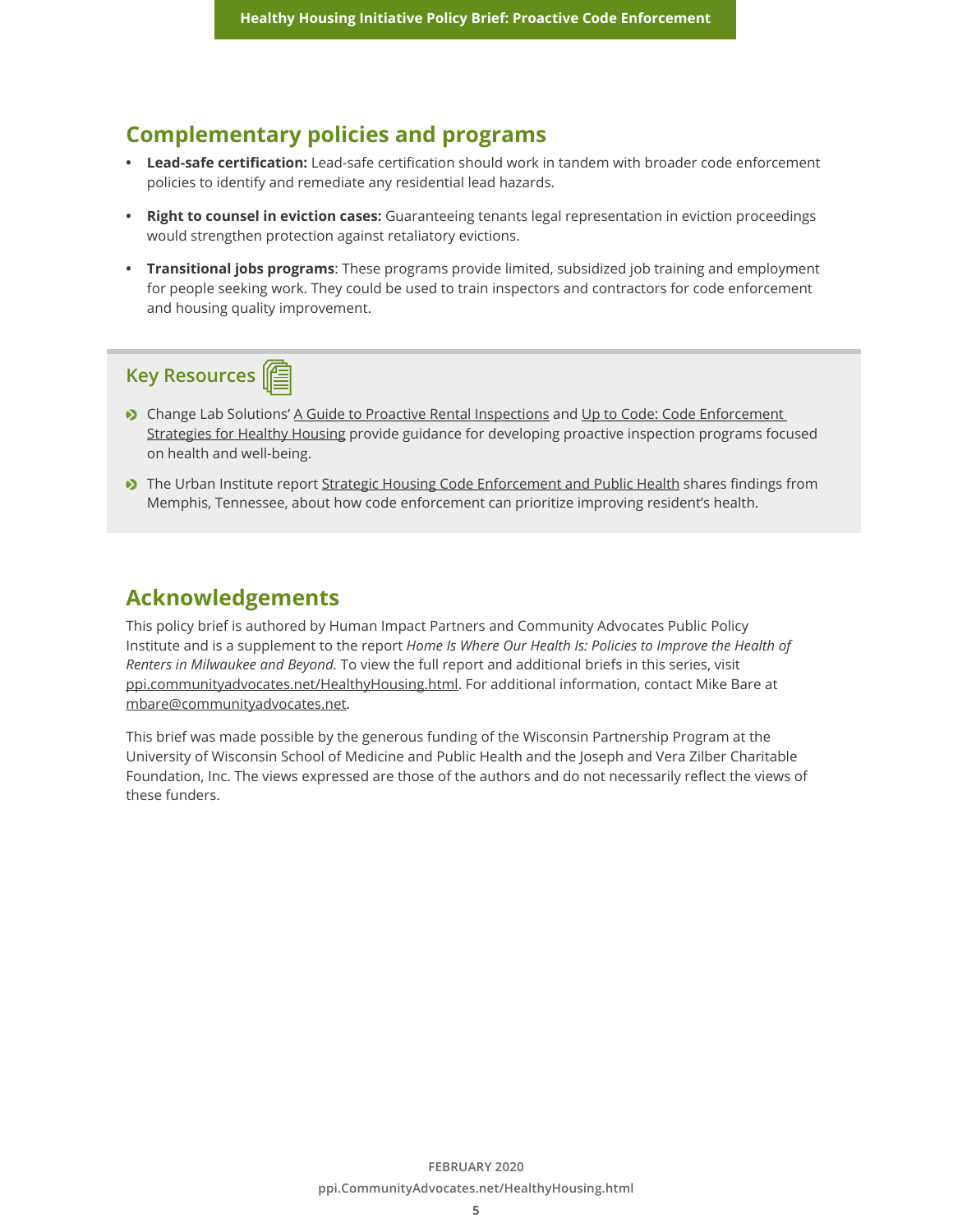## Complementary policies and programs

- **Lead-safe certification:** Lead-safe certification should work in tandem with broader code enforcement policies to identify and remediate any residential lead hazards.
- **Right to counsel in eviction cases:** Guaranteeing tenants legal representation in eviction proceedings would strengthen protection against retaliatory evictions.
- **Transitional jobs programs**: These programs provide limited, subsidized job training and employment for people seeking work. They could be used to train inspectors and contractors for code enforcement and housing quality improvement.

### Key Resources

- Change Lab Solutions' A Guide to Proactive Rental Inspections and Up to Code: Code Enforcement Strategies for Healthy Housing provide guidance for developing proactive inspection programs focused on health and well-being.
- The Urban Institute report Strategic Housing Code Enforcement and Public Health shares findings from Memphis, Tennessee, about how code enforcement can prioritize improving resident's health.

## Acknowledgements

This policy brief is authored by Human Impact Partners and Community Advocates Public Policy Institute and is a supplement to the report *Home Is Where Our Health Is: Policies to Improve the Health of Renters in Milwaukee and Beyond.* To view the full report and additional briefs in this series, visit ppi.communityadvocates.net/HealthyHousing.html. For additional information, contact Mike Bare at mbare@communityadvocates.net.

This brief was made possible by the generous funding of the Wisconsin Partnership Program at the University of Wisconsin School of Medicine and Public Health and the Joseph and Vera Zilber Charitable Foundation, Inc. The views expressed are those of the authors and do not necessarily reflect the views of these funders.

FEBRUARY 2020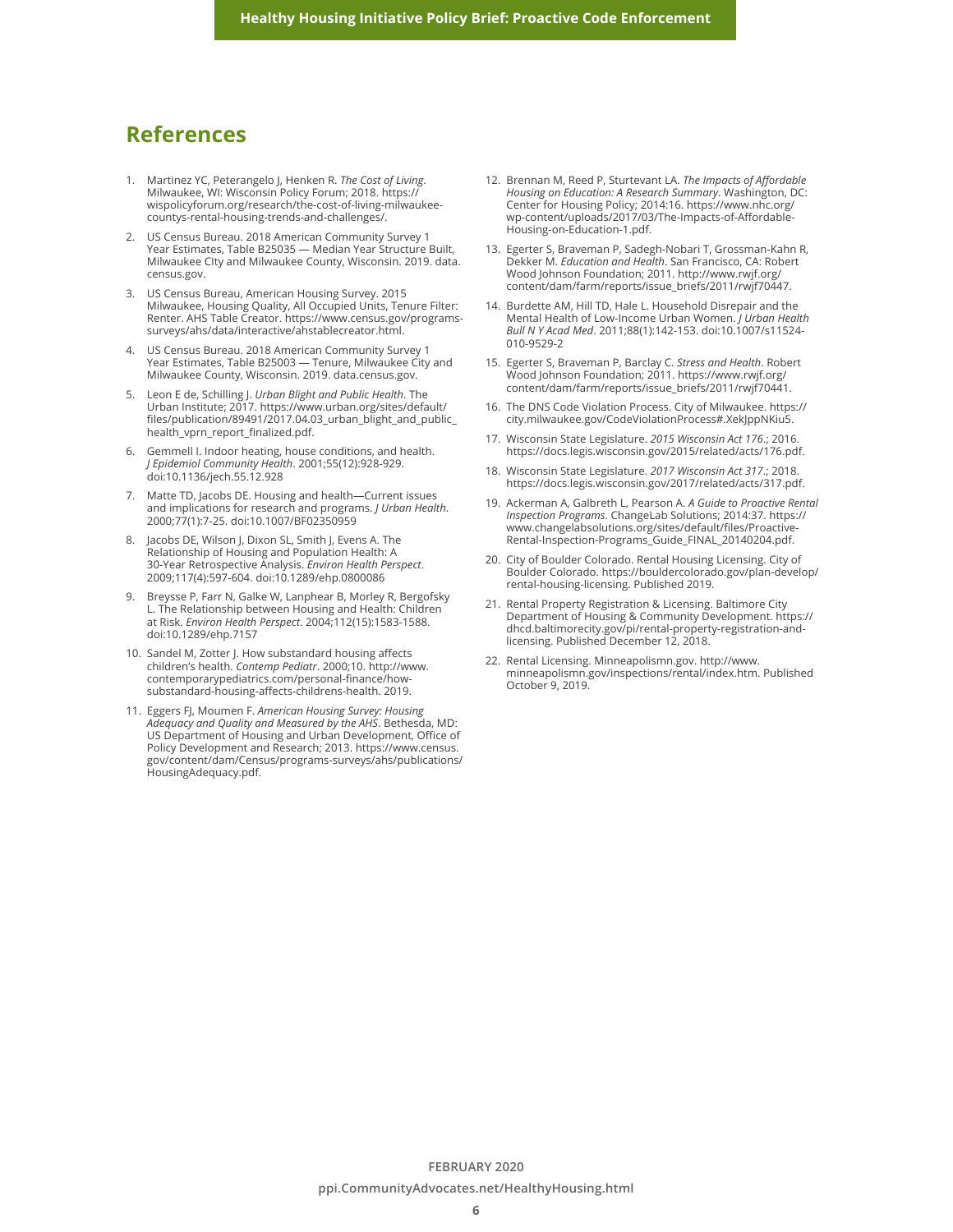## References

1. Martinez YC, Peterangelo J, Henken R. *The Cost of Living*. Milwaukee, WI: Wisconsin Policy Forum; 2018. https://wispolicyforum.org/research/the-cost-of-living-milwaukee-countys-rental-housing-trends-and-challenges/.
2. US Census Bureau. 2018 American Community Survey 1 Year Estimates, Table B25035 — Median Year Structure Built, Milwaukee CIty and Milwaukee County, Wisconsin. 2019. data.census.gov.
3. US Census Bureau, American Housing Survey. 2015 Milwaukee, Housing Quality, All Occupied Units, Tenure Filter: Renter. AHS Table Creator. https://www.census.gov/programs-surveys/ahs/data/interactive/ahstablecreator.html.
4. US Census Bureau. 2018 American Community Survey 1 Year Estimates, Table B25003 — Tenure, Milwaukee City and Milwaukee County, Wisconsin. 2019. data.census.gov.
5. Leon E de, Schilling J. *Urban Blight and Public Health*. The Urban Institute; 2017. https://www.urban.org/sites/default/files/publication/89491/2017.04.03_urban_blight_and_public_health_vprn_report_finalized.pdf.
6. Gemmell I. Indoor heating, house conditions, and health. *J Epidemiol Community Health*. 2001;55(12):928-929. doi:10.1136/jech.55.12.928
7. Matte TD, Jacobs DE. Housing and health—Current issues and implications for research and programs. *J Urban Health*. 2000;77(1):7-25. doi:10.1007/BF02350959
8. Jacobs DE, Wilson J, Dixon SL, Smith J, Evens A. The Relationship of Housing and Population Health: A 30-Year Retrospective Analysis. *Environ Health Perspect*. 2009;117(4):597-604. doi:10.1289/ehp.0800086
9. Breysse P, Farr N, Galke W, Lanphear B, Morley R, Bergofsky L. The Relationship between Housing and Health: Children at Risk. *Environ Health Perspect*. 2004;112(15):1583-1588. doi:10.1289/ehp.7157
10. Sandel M, Zotter J. How substandard housing affects children's health. *Contemp Pediatr*. 2000;10. http://www.contemporarypediatrics.com/personal-finance/how-substandard-housing-affects-childrens-health. 2019.
11. Eggers FJ, Moumen F. *American Housing Survey: Housing Adequacy and Quality and Measured by the AHS*. Bethesda, MD: US Department of Housing and Urban Development, Office of Policy Development and Research; 2013. https://www.census.gov/content/dam/Census/programs-surveys/ahs/publications/HousingAdequacy.pdf.
12. Brennan M, Reed P, Sturtevant LA. *The Impacts of Affordable Housing on Education: A Research Summary*. Washington, DC: Center for Housing Policy; 2014:16. https://www.nhc.org/wp-content/uploads/2017/03/The-Impacts-of-Affordable-Housing-on-Education-1.pdf.
13. Egerter S, Braveman P, Sadegh-Nobari T, Grossman-Kahn R, Dekker M. *Education and Health*. San Francisco, CA: Robert Wood Johnson Foundation; 2011. http://www.rwjf.org/content/dam/farm/reports/issue_briefs/2011/rwjf70447.
14. Burdette AM, Hill TD, Hale L. Household Disrepair and the Mental Health of Low-Income Urban Women. *J Urban Health Bull N Y Acad Med*. 2011;88(1):142-153. doi:10.1007/s11524-010-9529-2
15. Egerter S, Braveman P, Barclay C. *Stress and Health*. Robert Wood Johnson Foundation; 2011. https://www.rwjf.org/content/dam/farm/reports/issue_briefs/2011/rwjf70441.
16. The DNS Code Violation Process. City of Milwaukee. https://city.milwaukee.gov/CodeViolationProcess#.XekJppNKiu5.
17. Wisconsin State Legislature. *2015 Wisconsin Act 176*.; 2016. https://docs.legis.wisconsin.gov/2015/related/acts/176.pdf.
18. Wisconsin State Legislature. *2017 Wisconsin Act 317*.; 2018. https://docs.legis.wisconsin.gov/2017/related/acts/317.pdf.
19. Ackerman A, Galbreth L, Pearson A. *A Guide to Proactive Rental Inspection Programs*. ChangeLab Solutions; 2014:37. https://www.changelabsolutions.org/sites/default/files/Proactive-Rental-Inspection-Programs_Guide_FINAL_20140204.pdf.
20. City of Boulder Colorado. Rental Housing Licensing. City of Boulder Colorado. https://bouldercolorado.gov/plan-develop/rental-housing-licensing. Published 2019.
21. Rental Property Registration & Licensing. Baltimore City Department of Housing & Community Development. https://dhcd.baltimorecity.gov/pi/rental-property-registration-and-licensing. Published December 12, 2018.
22. Rental Licensing. Minneapolismn.gov. http://www.minneapolismn.gov/inspections/rental/index.htm. Published October 9, 2019.